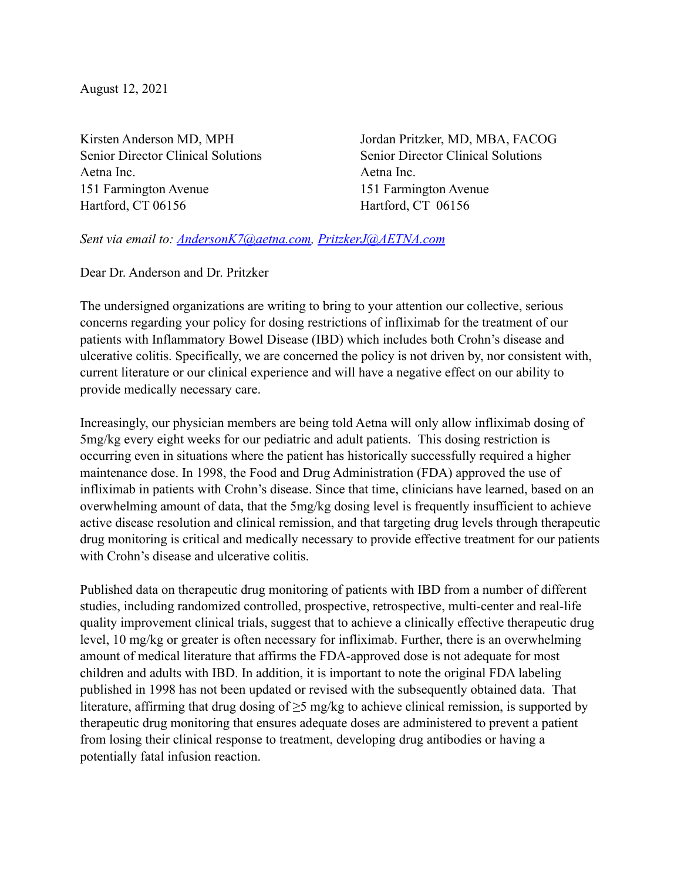August 12, 2021

Kirsten Anderson MD, MPH
Senior Director Clinical Solutions
Aetna Inc.
151 Farmington Avenue
Hartford, CT 06156

Jordan Pritzker, MD, MBA, FACOG
Senior Director Clinical Solutions
Aetna Inc.
151 Farmington Avenue
Hartford, CT 06156

*Sent via email to: [AndersonK7@aetna.com](mailto:AndersonK7@aetna.com), [PritzkerJ@AETNA.com](mailto:PritzkerJ@AETNA.com)*

Dear Dr. Anderson and Dr. Pritzker

The undersigned organizations are writing to bring to your attention our collective, serious concerns regarding your policy for dosing restrictions of infliximab for the treatment of our patients with Inflammatory Bowel Disease (IBD) which includes both Crohn's disease and ulcerative colitis. Specifically, we are concerned the policy is not driven by, nor consistent with, current literature or our clinical experience and will have a negative effect on our ability to provide medically necessary care.

Increasingly, our physician members are being told Aetna will only allow infliximab dosing of 5mg/kg every eight weeks for our pediatric and adult patients. This dosing restriction is occurring even in situations where the patient has historically successfully required a higher maintenance dose. In 1998, the Food and Drug Administration (FDA) approved the use of infliximab in patients with Crohn's disease. Since that time, clinicians have learned, based on an overwhelming amount of data, that the 5mg/kg dosing level is frequently insufficient to achieve active disease resolution and clinical remission, and that targeting drug levels through therapeutic drug monitoring is critical and medically necessary to provide effective treatment for our patients with Crohn's disease and ulcerative colitis.

Published data on therapeutic drug monitoring of patients with IBD from a number of different studies, including randomized controlled, prospective, retrospective, multi-center and real-life quality improvement clinical trials, suggest that to achieve a clinically effective therapeutic drug level, 10 mg/kg or greater is often necessary for infliximab. Further, there is an overwhelming amount of medical literature that affirms the FDA-approved dose is not adequate for most children and adults with IBD. In addition, it is important to note the original FDA labeling published in 1998 has not been updated or revised with the subsequently obtained data. That literature, affirming that drug dosing of ≥5 mg/kg to achieve clinical remission, is supported by therapeutic drug monitoring that ensures adequate doses are administered to prevent a patient from losing their clinical response to treatment, developing drug antibodies or having a potentially fatal infusion reaction.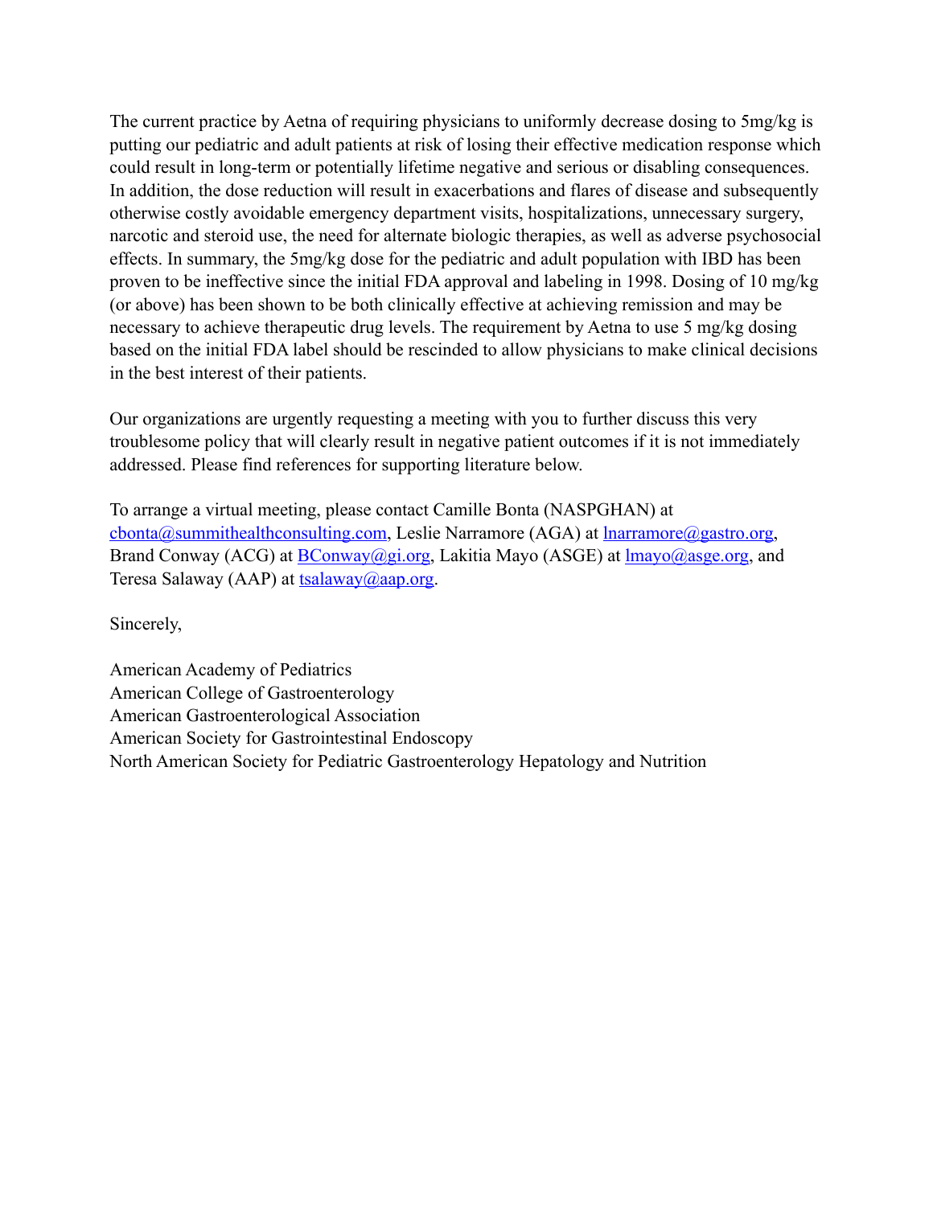The current practice by Aetna of requiring physicians to uniformly decrease dosing to 5mg/kg is putting our pediatric and adult patients at risk of losing their effective medication response which could result in long-term or potentially lifetime negative and serious or disabling consequences. In addition, the dose reduction will result in exacerbations and flares of disease and subsequently otherwise costly avoidable emergency department visits, hospitalizations, unnecessary surgery, narcotic and steroid use, the need for alternate biologic therapies, as well as adverse psychosocial effects. In summary, the 5mg/kg dose for the pediatric and adult population with IBD has been proven to be ineffective since the initial FDA approval and labeling in 1998. Dosing of 10 mg/kg (or above) has been shown to be both clinically effective at achieving remission and may be necessary to achieve therapeutic drug levels. The requirement by Aetna to use 5 mg/kg dosing based on the initial FDA label should be rescinded to allow physicians to make clinical decisions in the best interest of their patients.

Our organizations are urgently requesting a meeting with you to further discuss this very troublesome policy that will clearly result in negative patient outcomes if it is not immediately addressed. Please find references for supporting literature below.

To arrange a virtual meeting, please contact Camille Bonta (NASPGHAN) at [cbonta@summithealthconsulting.com](mailto:cbonta@summithealthconsulting.com), Leslie Narramore (AGA) at [lnarramore@gastro.org](mailto:lnarramore@gastro.org), Brand Conway (ACG) at [BConway@gi.org](mailto:BConway@gi.org), Lakitia Mayo (ASGE) at [lmayo@asge.org](mailto:lmayo@asge.org), and Teresa Salaway (AAP) at [tsalaway@aap.org](mailto:tsalaway@aap.org).

Sincerely,

American Academy of Pediatrics
American College of Gastroenterology
American Gastroenterological Association
American Society for Gastrointestinal Endoscopy
North American Society for Pediatric Gastroenterology Hepatology and Nutrition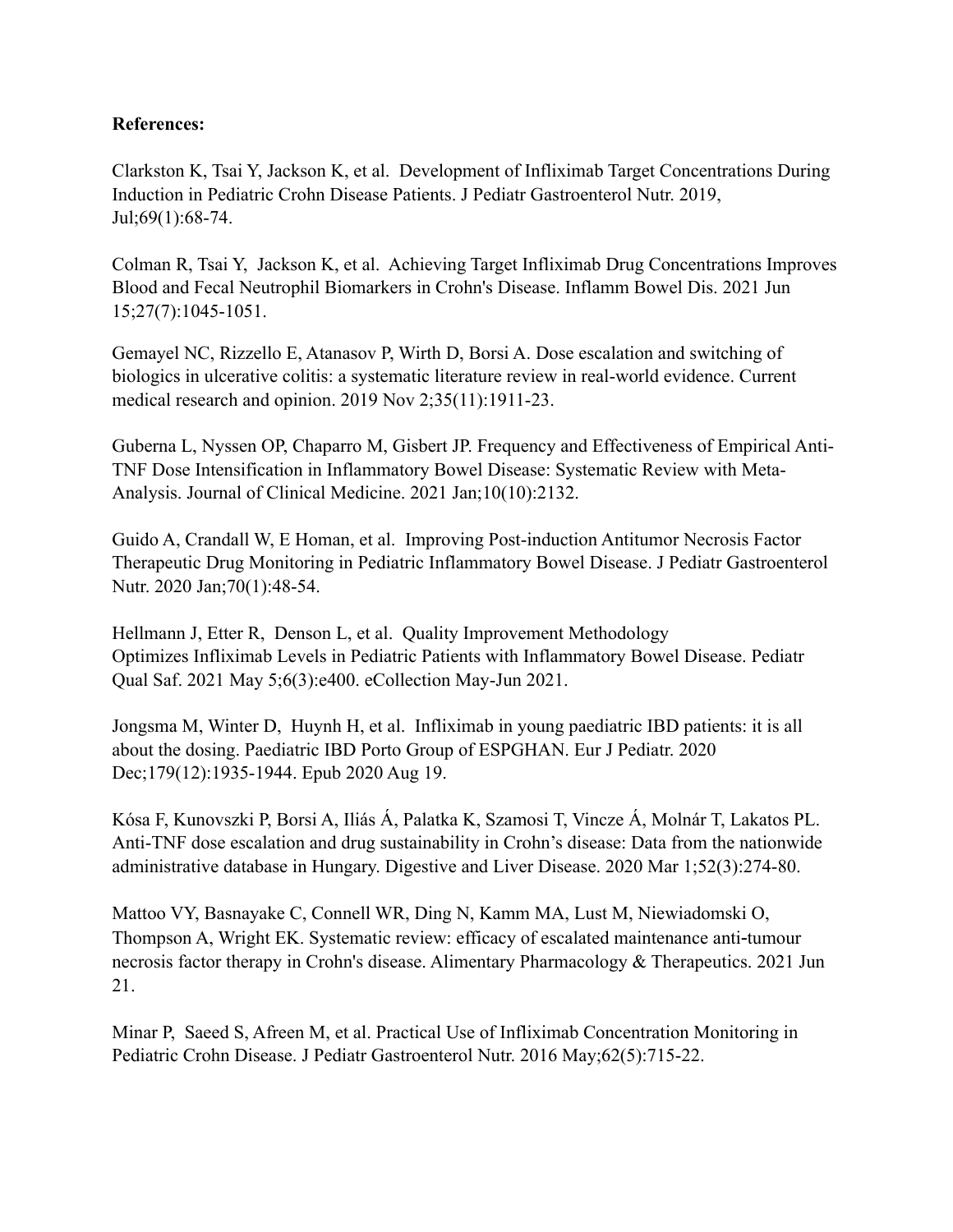**References:**

Clarkston K, Tsai Y, Jackson K, et al. Development of Infliximab Target Concentrations During Induction in Pediatric Crohn Disease Patients. J Pediatr Gastroenterol Nutr. 2019, Jul;69(1):68-74.

Colman R, Tsai Y, Jackson K, et al. Achieving Target Infliximab Drug Concentrations Improves Blood and Fecal Neutrophil Biomarkers in Crohn's Disease. Inflamm Bowel Dis. 2021 Jun 15;27(7):1045-1051.

Gemayel NC, Rizzello E, Atanasov P, Wirth D, Borsi A. Dose escalation and switching of biologics in ulcerative colitis: a systematic literature review in real-world evidence. Current medical research and opinion. 2019 Nov 2;35(11):1911-23.

Guberna L, Nyssen OP, Chaparro M, Gisbert JP. Frequency and Effectiveness of Empirical Anti-TNF Dose Intensification in Inflammatory Bowel Disease: Systematic Review with Meta-Analysis. Journal of Clinical Medicine. 2021 Jan;10(10):2132.

Guido A, Crandall W, E Homan, et al. Improving Post-induction Antitumor Necrosis Factor Therapeutic Drug Monitoring in Pediatric Inflammatory Bowel Disease. J Pediatr Gastroenterol Nutr. 2020 Jan;70(1):48-54.

Hellmann J, Etter R, Denson L, et al. Quality Improvement Methodology Optimizes Infliximab Levels in Pediatric Patients with Inflammatory Bowel Disease. Pediatr Qual Saf. 2021 May 5;6(3):e400. eCollection May-Jun 2021.

Jongsma M, Winter D, Huynh H, et al. Infliximab in young paediatric IBD patients: it is all about the dosing. Paediatric IBD Porto Group of ESPGHAN. Eur J Pediatr. 2020 Dec;179(12):1935-1944. Epub 2020 Aug 19.

Kósa F, Kunovszki P, Borsi A, Iliás Á, Palatka K, Szamosi T, Vincze Á, Molnár T, Lakatos PL. Anti-TNF dose escalation and drug sustainability in Crohn's disease: Data from the nationwide administrative database in Hungary. Digestive and Liver Disease. 2020 Mar 1;52(3):274-80.

Mattoo VY, Basnayake C, Connell WR, Ding N, Kamm MA, Lust M, Niewiadomski O, Thompson A, Wright EK. Systematic review: efficacy of escalated maintenance anti-tumour necrosis factor therapy in Crohn's disease. Alimentary Pharmacology & Therapeutics. 2021 Jun 21.

Minar P, Saeed S, Afreen M, et al. Practical Use of Infliximab Concentration Monitoring in Pediatric Crohn Disease. J Pediatr Gastroenterol Nutr. 2016 May;62(5):715-22.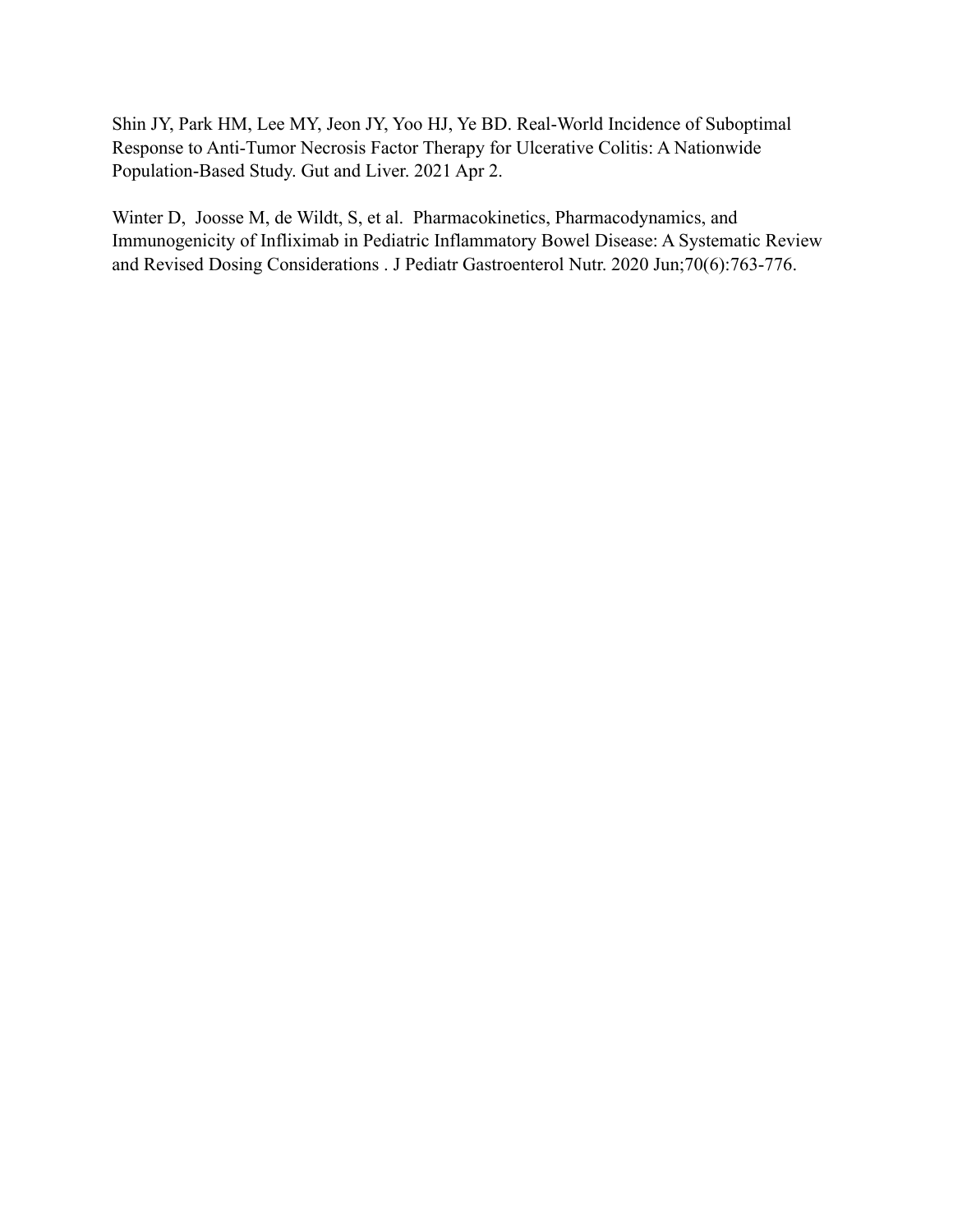Shin JY, Park HM, Lee MY, Jeon JY, Yoo HJ, Ye BD. Real-World Incidence of Suboptimal Response to Anti-Tumor Necrosis Factor Therapy for Ulcerative Colitis: A Nationwide Population-Based Study. Gut and Liver. 2021 Apr 2.

Winter D, Joosse M, de Wildt, S, et al. Pharmacokinetics, Pharmacodynamics, and Immunogenicity of Infliximab in Pediatric Inflammatory Bowel Disease: A Systematic Review and Revised Dosing Considerations . J Pediatr Gastroenterol Nutr. 2020 Jun;70(6):763-776.